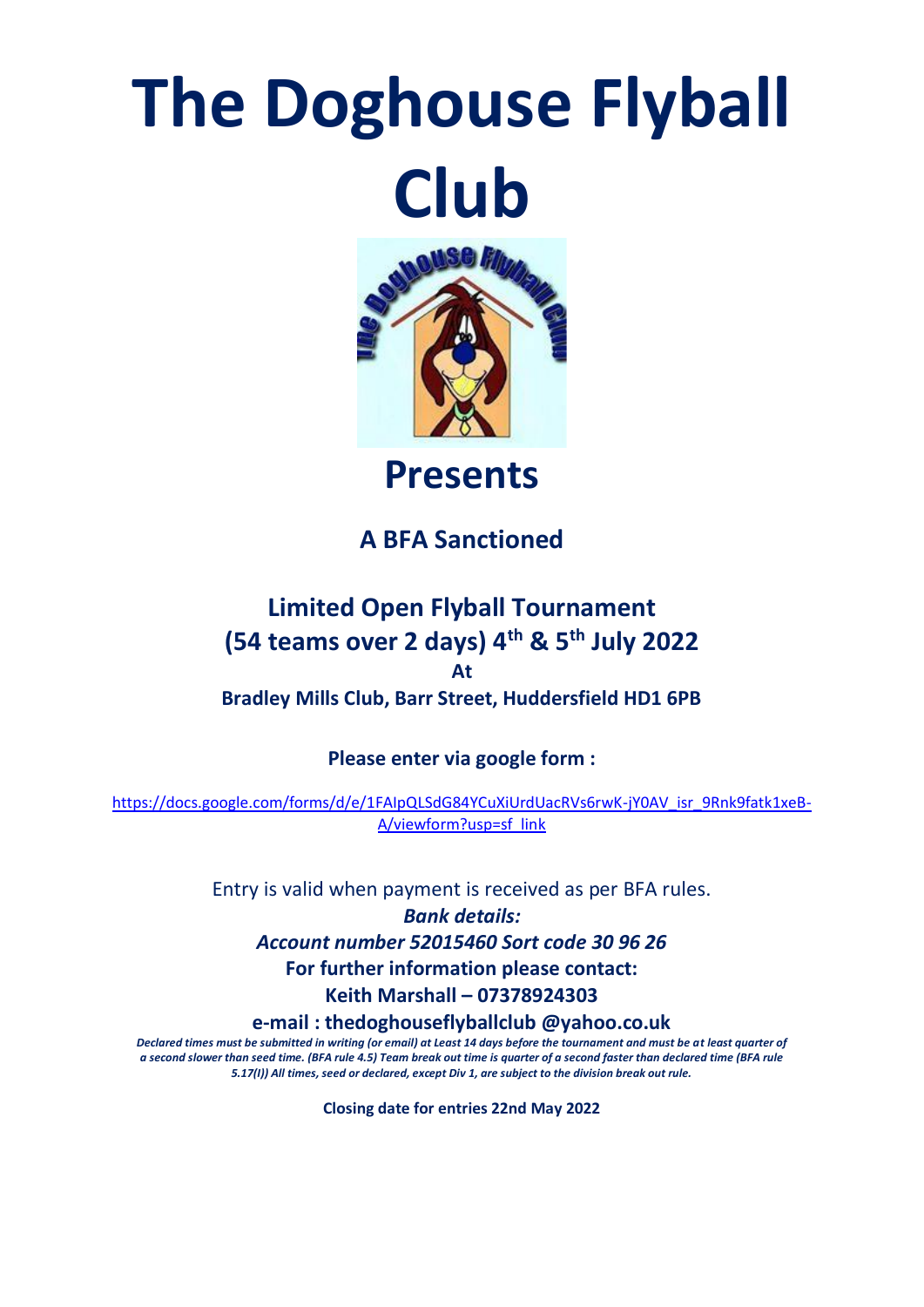# The Doghouse Flyball Club

## Presents

### A BFA Sanctioned

### Limited Open Flyball Tournament
### (54 teams over 2 days) 4th & 5th July 2022
**At**
**Bradley Mills Club, Barr Street, Huddersfield HD1 6PB**

**Please enter via google form :**

https://docs.google.com/forms/d/e/1FAIpQLSdG84YCuXiUrdUacRVs6rwK-jY0AV_isr_9Rnk9fatk1xeB-A/viewform?usp=sf_link

Entry is valid when payment is received as per BFA rules.

***Bank details:***

***Account number 52015460 Sort code 30 96 26***

**For further information please contact:**

**Keith Marshall – 07378924303**

**e-mail : thedoghouseflyballclub @yahoo.co.uk**

***Declared times must be submitted in writing (or email) at Least 14 days before the tournament and must be at least quarter of a second slower than seed time. (BFA rule 4.5) Team break out time is quarter of a second faster than declared time (BFA rule 5.17(I)) All times, seed or declared, except Div 1, are subject to the division break out rule.***

**Closing date for entries 22nd May 2022**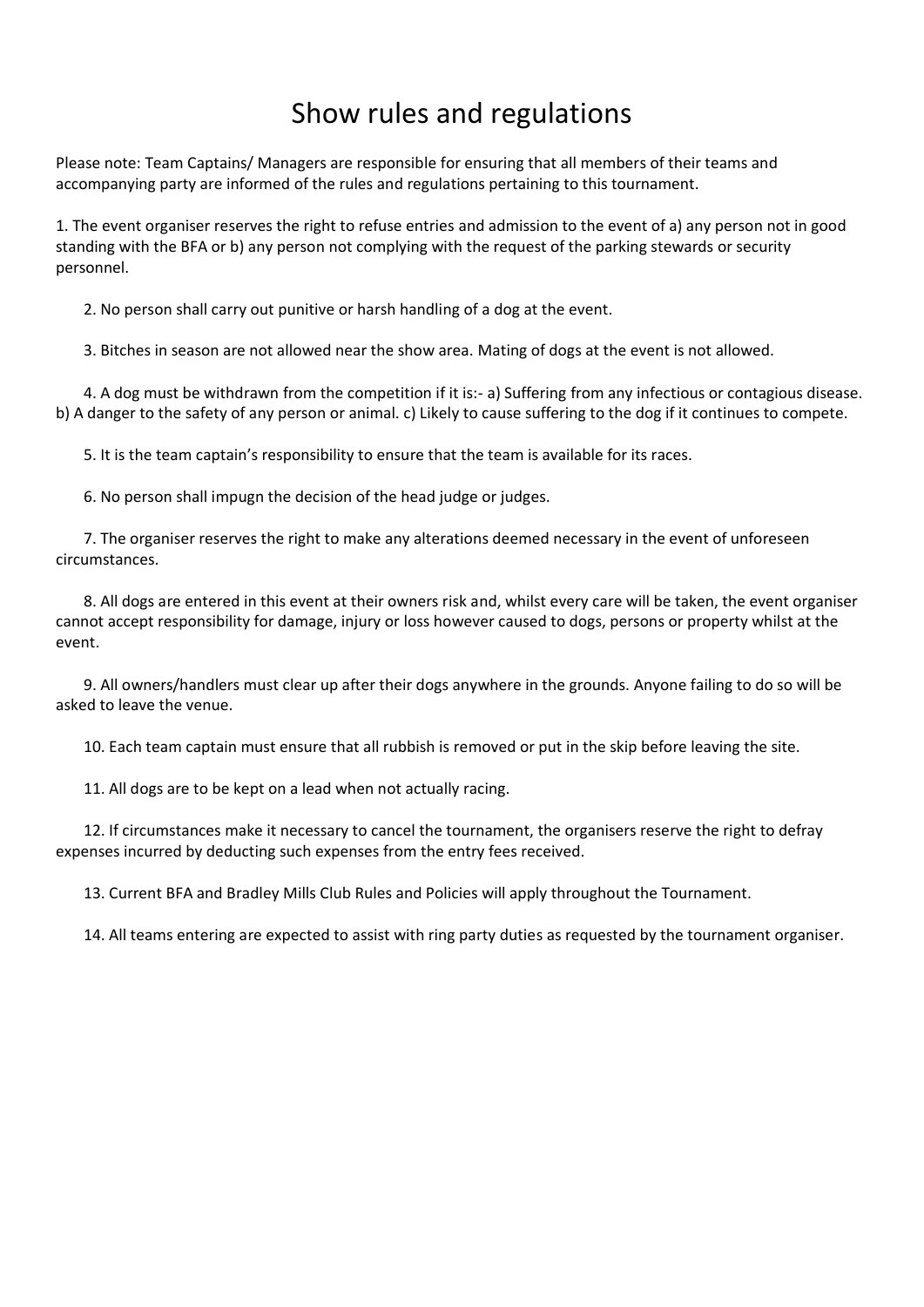# Show rules and regulations

Please note: Team Captains/ Managers are responsible for ensuring that all members of their teams and accompanying party are informed of the rules and regulations pertaining to this tournament.

1. The event organiser reserves the right to refuse entries and admission to the event of a) any person not in good standing with the BFA or b) any person not complying with the request of the parking stewards or security personnel.

2. No person shall carry out punitive or harsh handling of a dog at the event.

3. Bitches in season are not allowed near the show area. Mating of dogs at the event is not allowed.

4. A dog must be withdrawn from the competition if it is:- a) Suffering from any infectious or contagious disease. b) A danger to the safety of any person or animal. c) Likely to cause suffering to the dog if it continues to compete.

5. It is the team captain's responsibility to ensure that the team is available for its races.

6. No person shall impugn the decision of the head judge or judges.

7. The organiser reserves the right to make any alterations deemed necessary in the event of unforeseen circumstances.

8. All dogs are entered in this event at their owners risk and, whilst every care will be taken, the event organiser cannot accept responsibility for damage, injury or loss however caused to dogs, persons or property whilst at the event.

9. All owners/handlers must clear up after their dogs anywhere in the grounds. Anyone failing to do so will be asked to leave the venue.

10. Each team captain must ensure that all rubbish is removed or put in the skip before leaving the site.

11. All dogs are to be kept on a lead when not actually racing.

12. If circumstances make it necessary to cancel the tournament, the organisers reserve the right to defray expenses incurred by deducting such expenses from the entry fees received.

13. Current BFA and Bradley Mills Club Rules and Policies will apply throughout the Tournament.

14. All teams entering are expected to assist with ring party duties as requested by the tournament organiser.